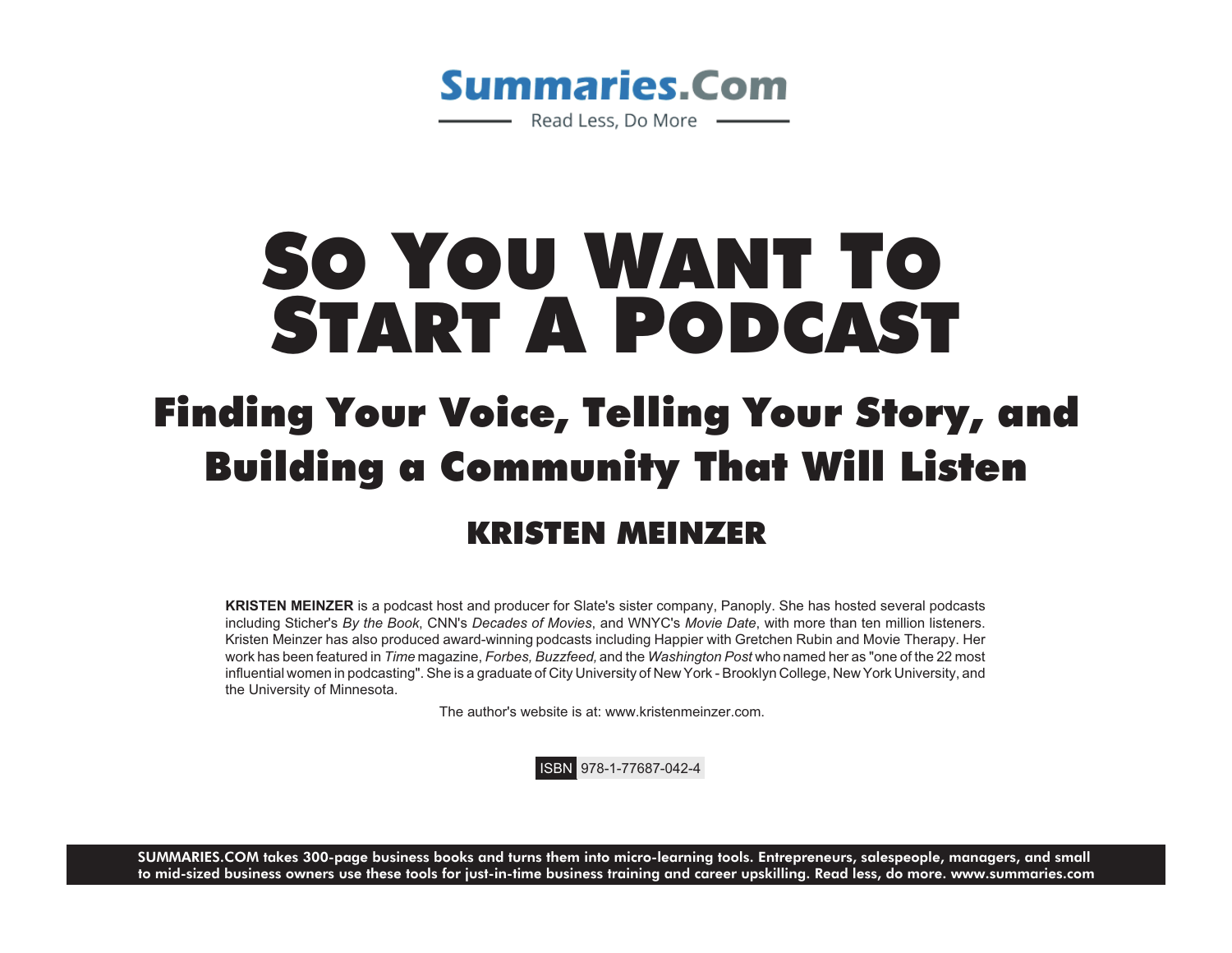**Summaries.Com**

Read Less, Do More

# So You Want To Start A Podcast

## Finding Your Voice, Telling Your Story, and Building a Community That Will Listen

### KRISTEN MEINZER

**KRISTEN MEINZER** is a podcast host and producer for Slate's sister company, Panoply. She has hosted several podcasts including Sticher's *By the Book*, CNN's *Decades of Movies*, and WNYC's *Movie Date*, with more than ten million listeners. Kristen Meinzer has also produced award-winning podcasts including Happier with Gretchen Rubin and Movie Therapy. Her work has been featured in *Time* magazine, *Forbes, Buzzfeed,* and the *Washington Post* who named her as "one of the 22 most influential women in podcasting". She is a graduate of City University of New York - Brooklyn College, New York University, and the University of Minnesota.

The author's website is at: www.kristenmeinzer.com.

ISBN 978-1-77687-042-4

**SUMMARIES.COM takes 300-page business books and turns them into micro-learning tools. Entrepreneurs, salespeople, managers, and small to mid-sized business owners use these tools for just-in-time business training and career upskilling. Read less, do more. www.summaries.com**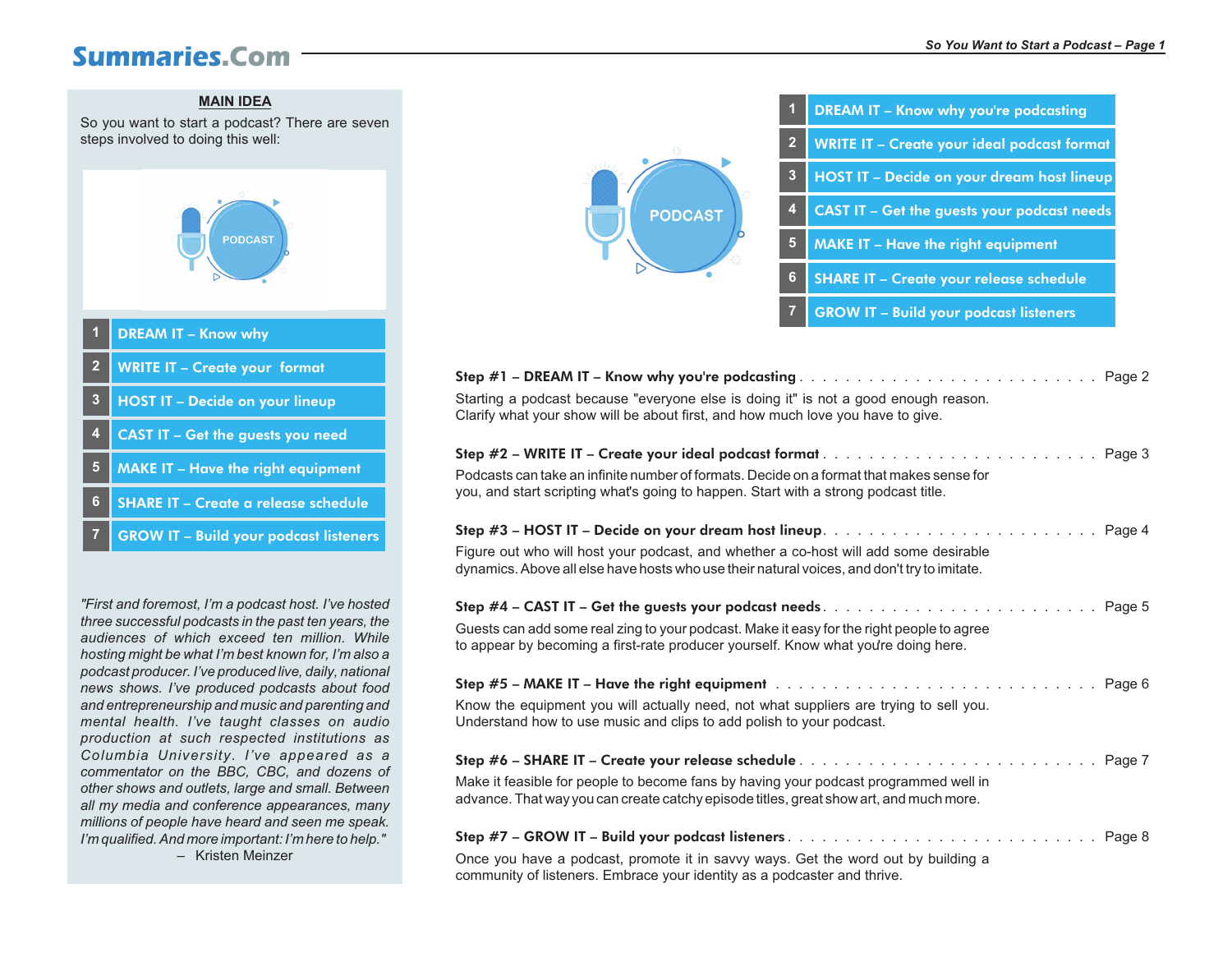## MAIN IDEA

So you want to start a podcast? There are seven steps involved to doing this well:

1. DREAM IT – Know why
2. WRITE IT – Create your format
3. HOST IT – Decide on your lineup
4. CAST IT – Get the guests you need
5. MAKE IT – Have the right equipment
6. SHARE IT – Create a release schedule
7. GROW IT – Build your podcast listeners

*"First and foremost, I'm a podcast host. I've hosted three successful podcasts in the past ten years, the audiences of which exceed ten million. While hosting might be what I'm best known for, I'm also a podcast producer. I've produced live, daily, national news shows. I've produced podcasts about food and entrepreneurship and music and parenting and mental health. I've taught classes on audio production at such respected institutions as Columbia University. I've appeared as a commentator on the BBC, CBC, and dozens of other shows and outlets, large and small. Between all my media and conference appearances, many millions of people have heard and seen me speak. I'm qualified. And more important: I'm here to help."*

– Kristen Meinzer

1. DREAM IT – Know why you're podcasting
2. WRITE IT – Create your ideal podcast format
3. HOST IT – Decide on your dream host lineup
4. CAST IT – Get the guests your podcast needs
5. MAKE IT – Have the right equipment
6. SHARE IT – Create your release schedule
7. GROW IT – Build your podcast listeners

**Step #1 – DREAM IT – Know why you're podcasting** . . . . . . . . . . Page 2

Starting a podcast because "everyone else is doing it" is not a good enough reason. Clarify what your show will be about first, and how much love you have to give.

**Step #2 – WRITE IT – Create your ideal podcast format** . . . . . . . . . . Page 3

Podcasts can take an infinite number of formats. Decide on a format that makes sense for you, and start scripting what's going to happen. Start with a strong podcast title.

**Step #3 – HOST IT – Decide on your dream host lineup** . . . . . . . . . . Page 4

Figure out who will host your podcast, and whether a co-host will add some desirable dynamics. Above all else have hosts who use their natural voices, and don't try to imitate.

**Step #4 – CAST IT – Get the guests your podcast needs** . . . . . . . . . . Page 5

Guests can add some real zing to your podcast. Make it easy for the right people to agree to appear by becoming a first-rate producer yourself. Know what you're doing here.

**Step #5 – MAKE IT – Have the right equipment** . . . . . . . . . . Page 6

Know the equipment you will actually need, not what suppliers are trying to sell you. Understand how to use music and clips to add polish to your podcast.

**Step #6 – SHARE IT – Create your release schedule** . . . . . . . . . . Page 7

Make it feasible for people to become fans by having your podcast programmed well in advance. That way you can create catchy episode titles, great show art, and much more.

**Step #7 – GROW IT – Build your podcast listeners** . . . . . . . . . . Page 8

Once you have a podcast, promote it in savvy ways. Get the word out by building a community of listeners. Embrace your identity as a podcaster and thrive.